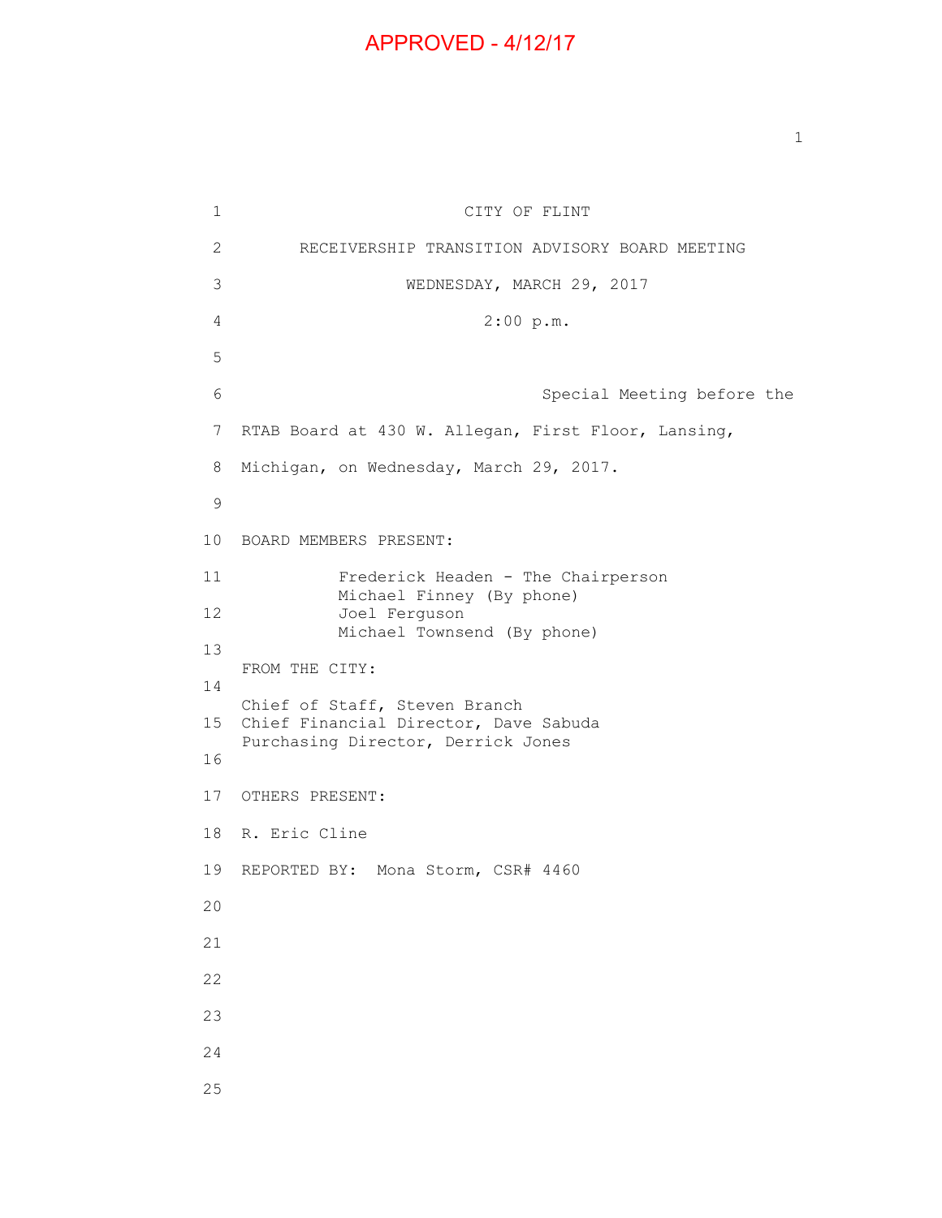APPROVED - 4/12/17

CITY OF FLINT

RECEIVERSHIP TRANSITION ADVISORY BOARD MEETING

WEDNESDAY, MARCH 29, 2017

2:00 p.m.

Special Meeting before the RTAB Board at 430 W. Allegan, First Floor, Lansing, Michigan, on Wednesday, March 29, 2017.

BOARD MEMBERS PRESENT:

Frederick Headen - The Chairperson
Michael Finney (By phone)
Joel Ferguson
Michael Townsend (By phone)

FROM THE CITY:

Chief of Staff, Steven Branch
Chief Financial Director, Dave Sabuda
Purchasing Director, Derrick Jones

OTHERS PRESENT:

R. Eric Cline

REPORTED BY: Mona Storm, CSR# 4460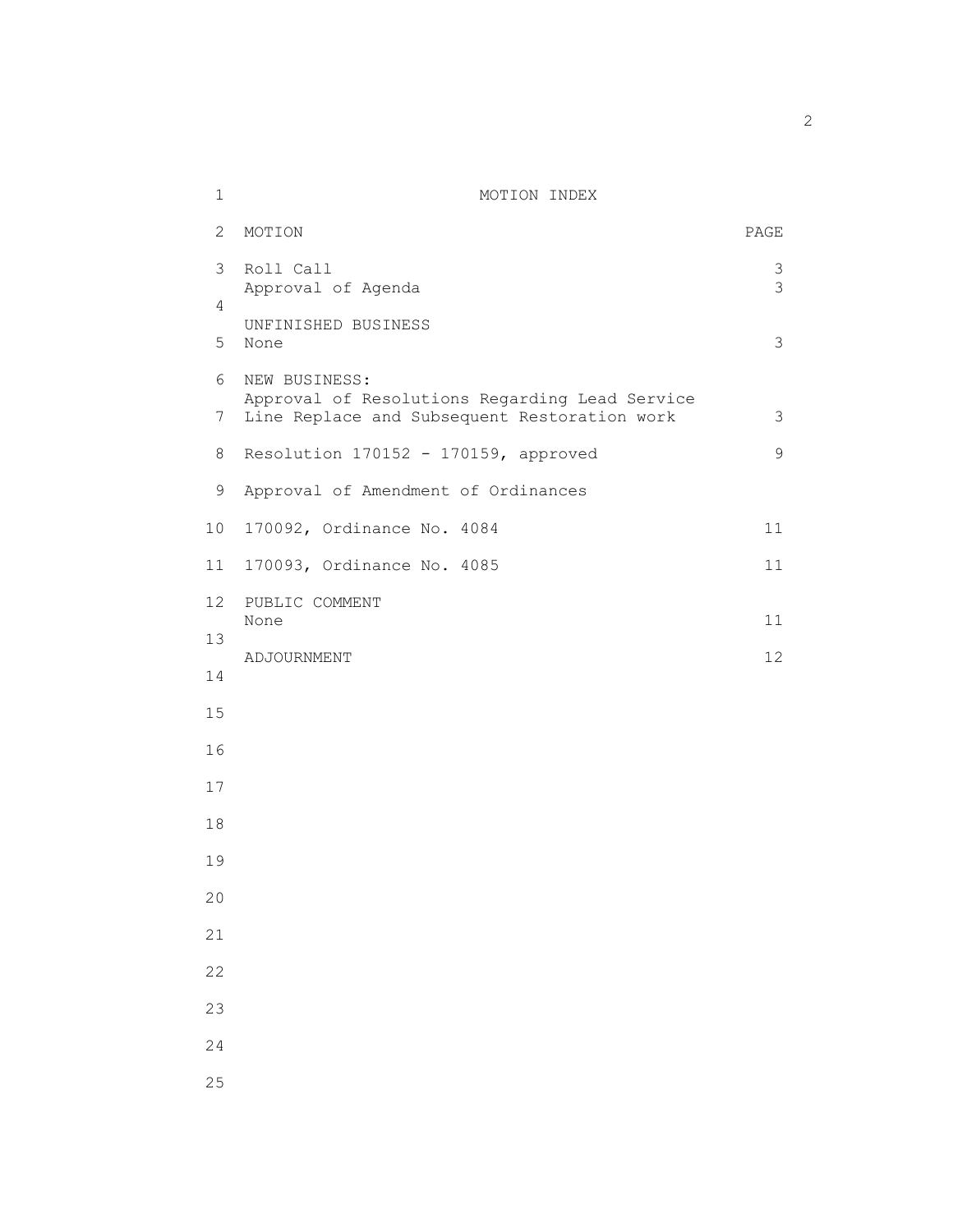# MOTION INDEX

| MOTION | PAGE |
| --- | --- |
| Roll Call | 3 |
| Approval of Agenda | 3 |
| UNFINISHED BUSINESS | |
| None | 3 |
| NEW BUSINESS: | |
| Approval of Resolutions Regarding Lead Service Line Replace and Subsequent Restoration work | 3 |
| Resolution 170152 - 170159, approved | 9 |
| Approval of Amendment of Ordinances | |
| 170092, Ordinance No. 4084 | 11 |
| 170093, Ordinance No. 4085 | 11 |
| PUBLIC COMMENT | |
| None | 11 |
| ADJOURNMENT | 12 |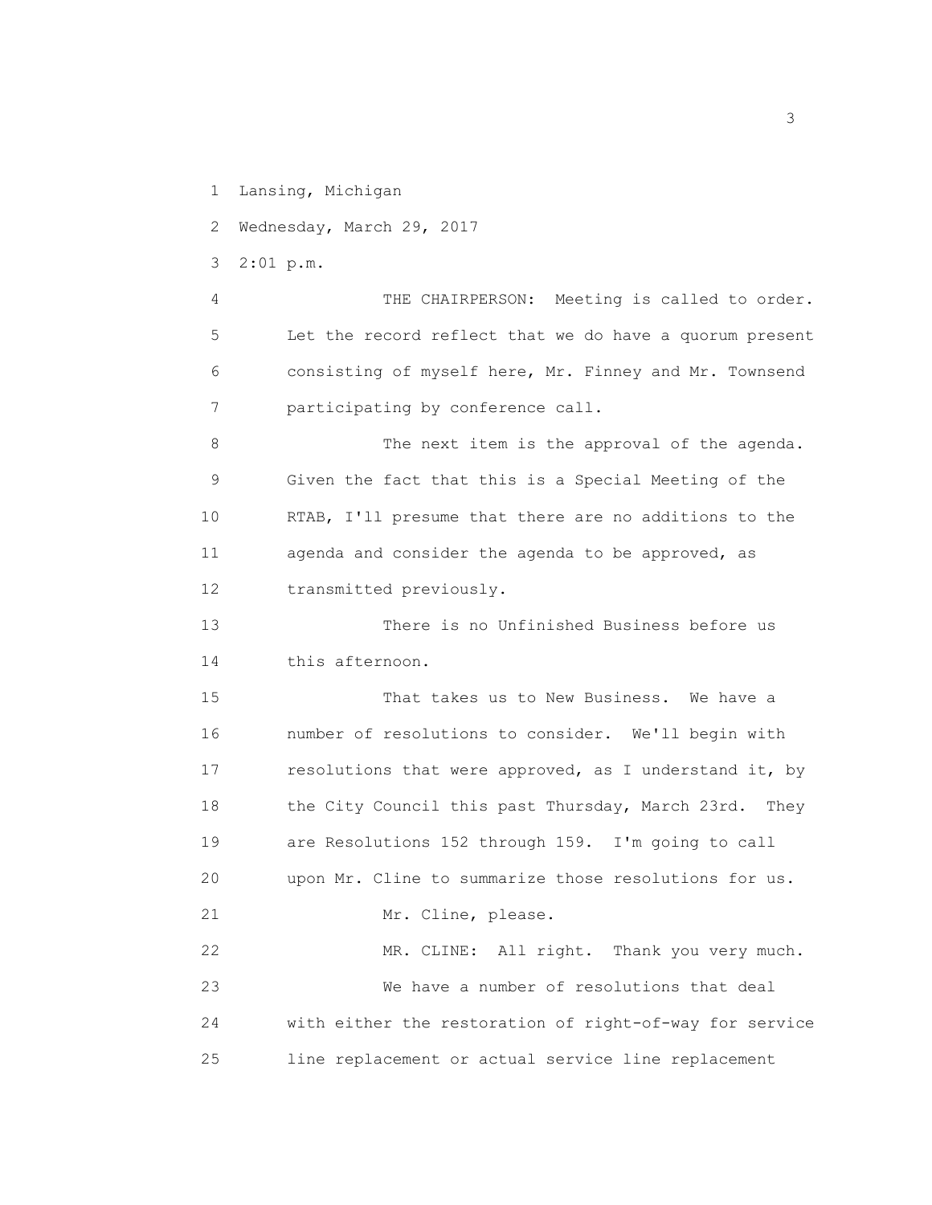1 Lansing, Michigan

2 Wednesday, March 29, 2017

3 2:01 p.m.

4 THE CHAIRPERSON: Meeting is called to order.

5 Let the record reflect that we do have a quorum present

6 consisting of myself here, Mr. Finney and Mr. Townsend

7 participating by conference call.

8 The next item is the approval of the agenda.

9 Given the fact that this is a Special Meeting of the

10 RTAB, I'll presume that there are no additions to the

11 agenda and consider the agenda to be approved, as

12 transmitted previously.

13 There is no Unfinished Business before us

14 this afternoon.

15 That takes us to New Business. We have a

16 number of resolutions to consider. We'll begin with

17 resolutions that were approved, as I understand it, by

18 the City Council this past Thursday, March 23rd. They

19 are Resolutions 152 through 159. I'm going to call

20 upon Mr. Cline to summarize those resolutions for us.

21 Mr. Cline, please.

22 MR. CLINE: All right. Thank you very much.

23 We have a number of resolutions that deal

24 with either the restoration of right-of-way for service

25 line replacement or actual service line replacement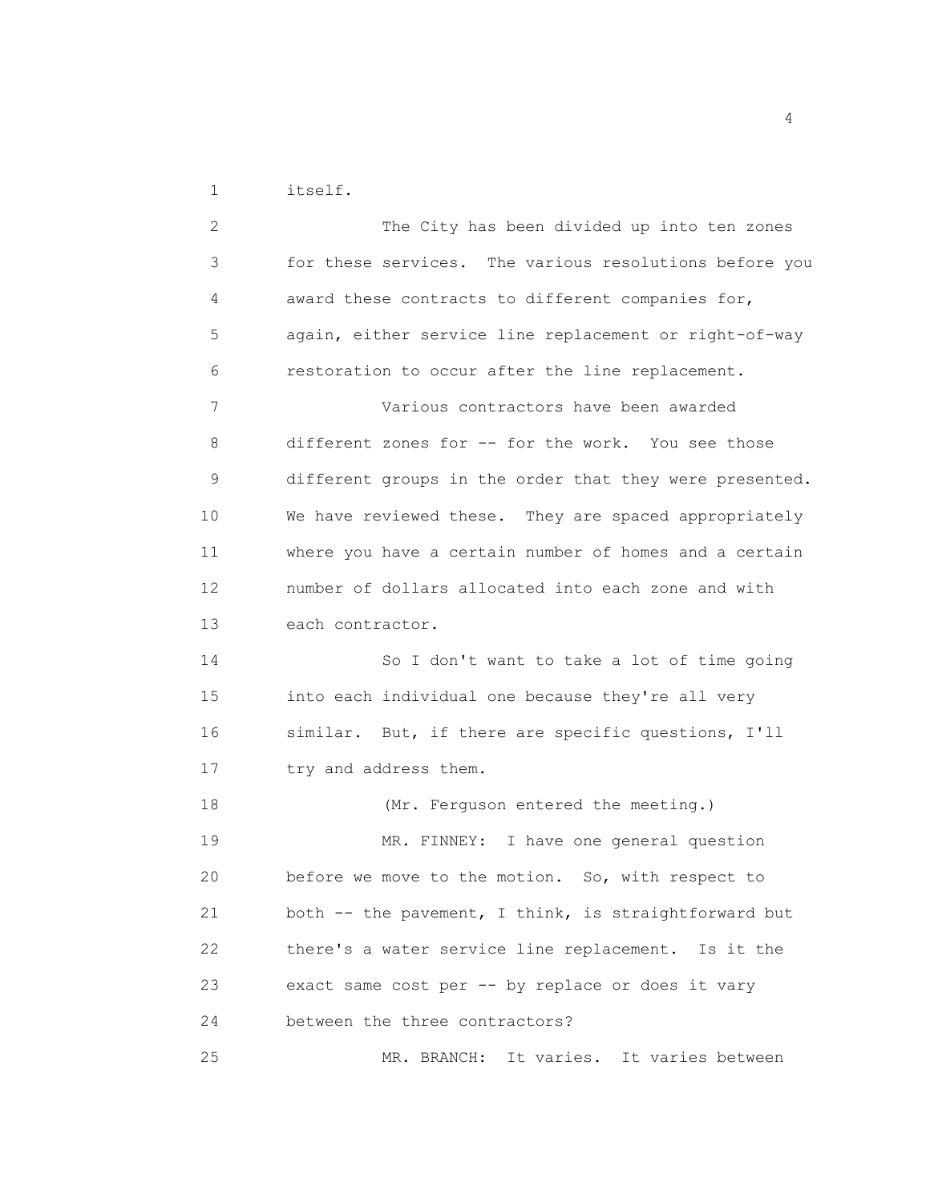itself.

The City has been divided up into ten zones for these services. The various resolutions before you award these contracts to different companies for, again, either service line replacement or right-of-way restoration to occur after the line replacement.

Various contractors have been awarded different zones for -- for the work. You see those different groups in the order that they were presented. We have reviewed these. They are spaced appropriately where you have a certain number of homes and a certain number of dollars allocated into each zone and with each contractor.

So I don't want to take a lot of time going into each individual one because they're all very similar. But, if there are specific questions, I'll try and address them.

(Mr. Ferguson entered the meeting.)

MR. FINNEY: I have one general question before we move to the motion. So, with respect to both -- the pavement, I think, is straightforward but there's a water service line replacement. Is it the exact same cost per -- by replace or does it vary between the three contractors?

MR. BRANCH: It varies. It varies between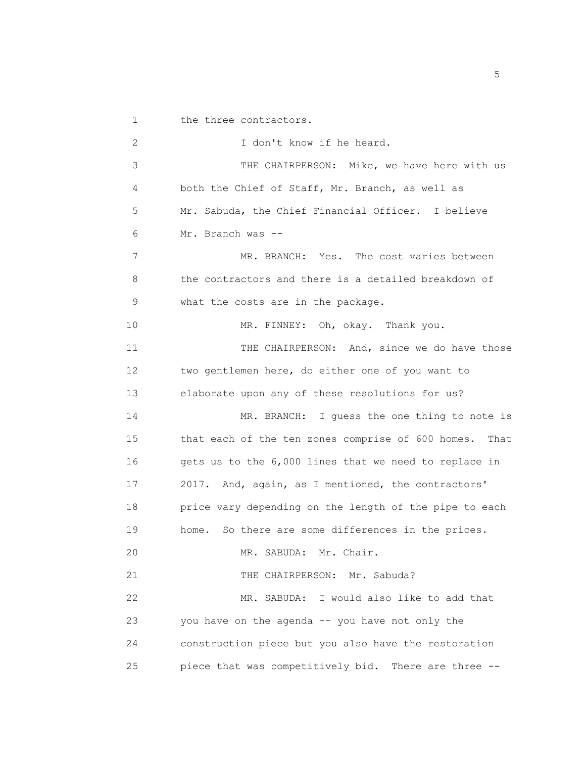the three contractors.

I don't know if he heard.

THE CHAIRPERSON: Mike, we have here with us both the Chief of Staff, Mr. Branch, as well as Mr. Sabuda, the Chief Financial Officer. I believe Mr. Branch was --

MR. BRANCH: Yes. The cost varies between the contractors and there is a detailed breakdown of what the costs are in the package.

MR. FINNEY: Oh, okay. Thank you.

THE CHAIRPERSON: And, since we do have those two gentlemen here, do either one of you want to elaborate upon any of these resolutions for us?

MR. BRANCH: I guess the one thing to note is that each of the ten zones comprise of 600 homes. That gets us to the 6,000 lines that we need to replace in 2017. And, again, as I mentioned, the contractors' price vary depending on the length of the pipe to each home. So there are some differences in the prices.

MR. SABUDA: Mr. Chair.

THE CHAIRPERSON: Mr. Sabuda?

MR. SABUDA: I would also like to add that you have on the agenda -- you have not only the construction piece but you also have the restoration piece that was competitively bid. There are three --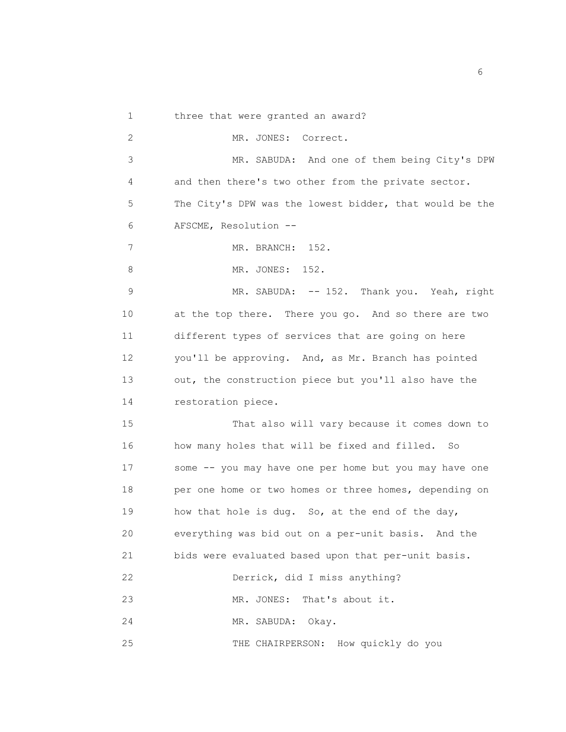three that were granted an award?

MR. JONES: Correct.

MR. SABUDA: And one of them being City's DPW and then there's two other from the private sector. The City's DPW was the lowest bidder, that would be the AFSCME, Resolution --

MR. BRANCH: 152.

MR. JONES: 152.

MR. SABUDA: -- 152. Thank you. Yeah, right at the top there. There you go. And so there are two different types of services that are going on here you'll be approving. And, as Mr. Branch has pointed out, the construction piece but you'll also have the restoration piece.

That also will vary because it comes down to how many holes that will be fixed and filled. So some -- you may have one per home but you may have one per one home or two homes or three homes, depending on how that hole is dug. So, at the end of the day, everything was bid out on a per-unit basis. And the bids were evaluated based upon that per-unit basis.

Derrick, did I miss anything?

MR. JONES: That's about it.

MR. SABUDA: Okay.

THE CHAIRPERSON: How quickly do you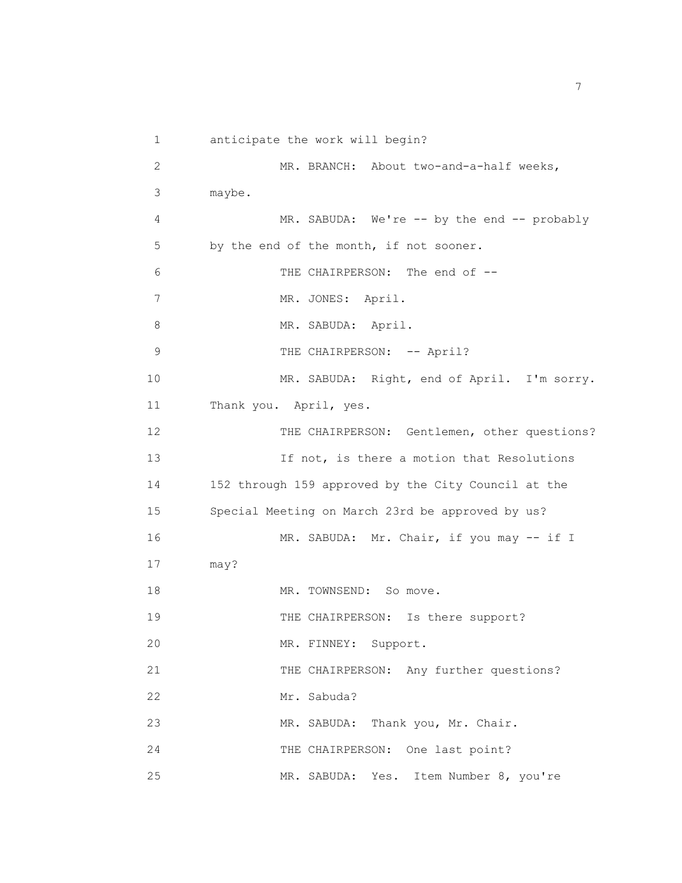1 anticipate the work will begin?

2 MR. BRANCH: About two-and-a-half weeks,

3 maybe.

4 MR. SABUDA: We're -- by the end -- probably

5 by the end of the month, if not sooner.

6 THE CHAIRPERSON: The end of --

7 MR. JONES: April.

8 MR. SABUDA: April.

9 THE CHAIRPERSON: -- April?

10 MR. SABUDA: Right, end of April. I'm sorry.

11 Thank you. April, yes.

12 THE CHAIRPERSON: Gentlemen, other questions?

13 If not, is there a motion that Resolutions

14 152 through 159 approved by the City Council at the

15 Special Meeting on March 23rd be approved by us?

16 MR. SABUDA: Mr. Chair, if you may -- if I

17 may?

18 MR. TOWNSEND: So move.

19 THE CHAIRPERSON: Is there support?

20 MR. FINNEY: Support.

21 THE CHAIRPERSON: Any further questions?

22 Mr. Sabuda?

23 MR. SABUDA: Thank you, Mr. Chair.

24 THE CHAIRPERSON: One last point?

25 MR. SABUDA: Yes. Item Number 8, you're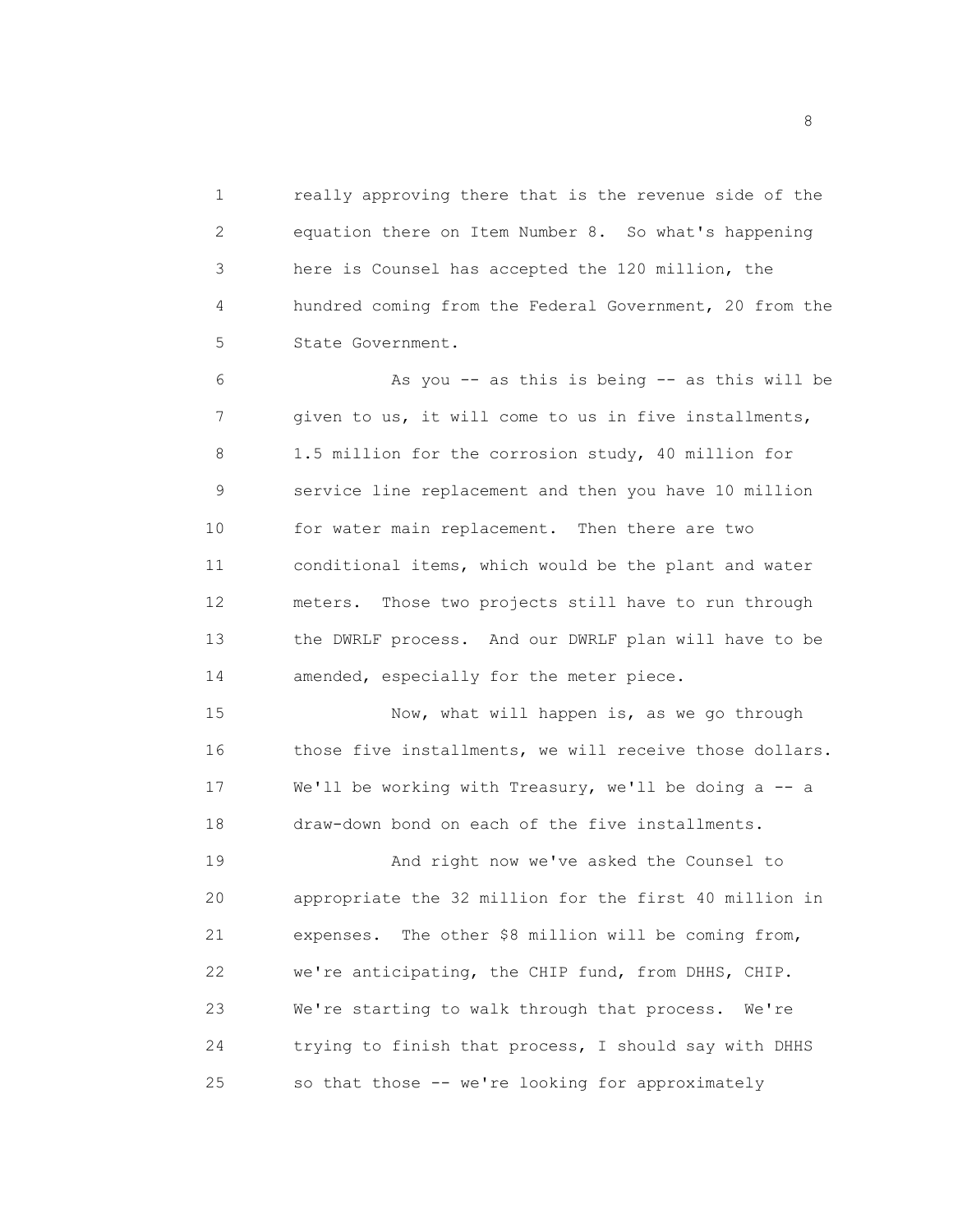really approving there that is the revenue side of the equation there on Item Number 8. So what's happening here is Counsel has accepted the 120 million, the hundred coming from the Federal Government, 20 from the State Government.

As you -- as this is being -- as this will be given to us, it will come to us in five installments, 1.5 million for the corrosion study, 40 million for service line replacement and then you have 10 million for water main replacement. Then there are two conditional items, which would be the plant and water meters. Those two projects still have to run through the DWRLF process. And our DWRLF plan will have to be amended, especially for the meter piece.

Now, what will happen is, as we go through those five installments, we will receive those dollars. We'll be working with Treasury, we'll be doing a -- a draw-down bond on each of the five installments.

And right now we've asked the Counsel to appropriate the 32 million for the first 40 million in expenses. The other $8 million will be coming from, we're anticipating, the CHIP fund, from DHHS, CHIP. We're starting to walk through that process. We're trying to finish that process, I should say with DHHS so that those -- we're looking for approximately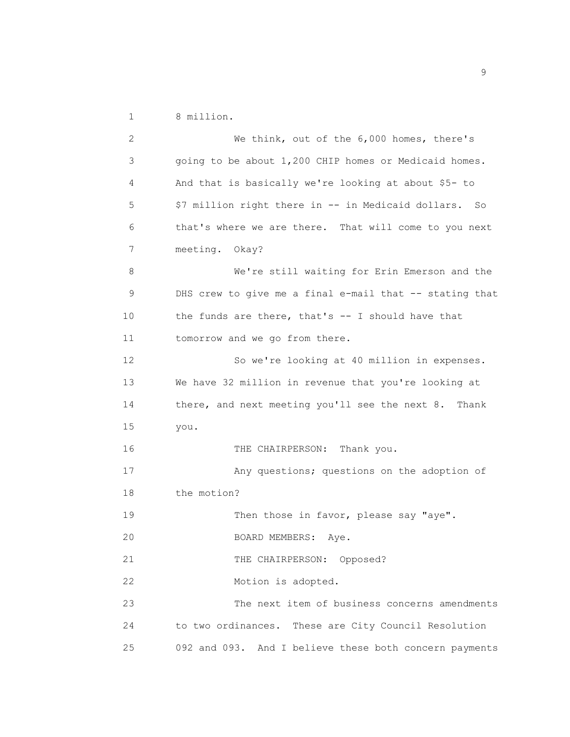8 million.

We think, out of the 6,000 homes, there's going to be about 1,200 CHIP homes or Medicaid homes. And that is basically we're looking at about $5- to $7 million right there in -- in Medicaid dollars. So that's where we are there. That will come to you next meeting. Okay?

We're still waiting for Erin Emerson and the DHS crew to give me a final e-mail that -- stating that the funds are there, that's -- I should have that tomorrow and we go from there.

So we're looking at 40 million in expenses. We have 32 million in revenue that you're looking at there, and next meeting you'll see the next 8. Thank you.

THE CHAIRPERSON: Thank you.

Any questions; questions on the adoption of the motion?

Then those in favor, please say "aye".

BOARD MEMBERS: Aye.

THE CHAIRPERSON: Opposed?

Motion is adopted.

The next item of business concerns amendments to two ordinances. These are City Council Resolution 092 and 093. And I believe these both concern payments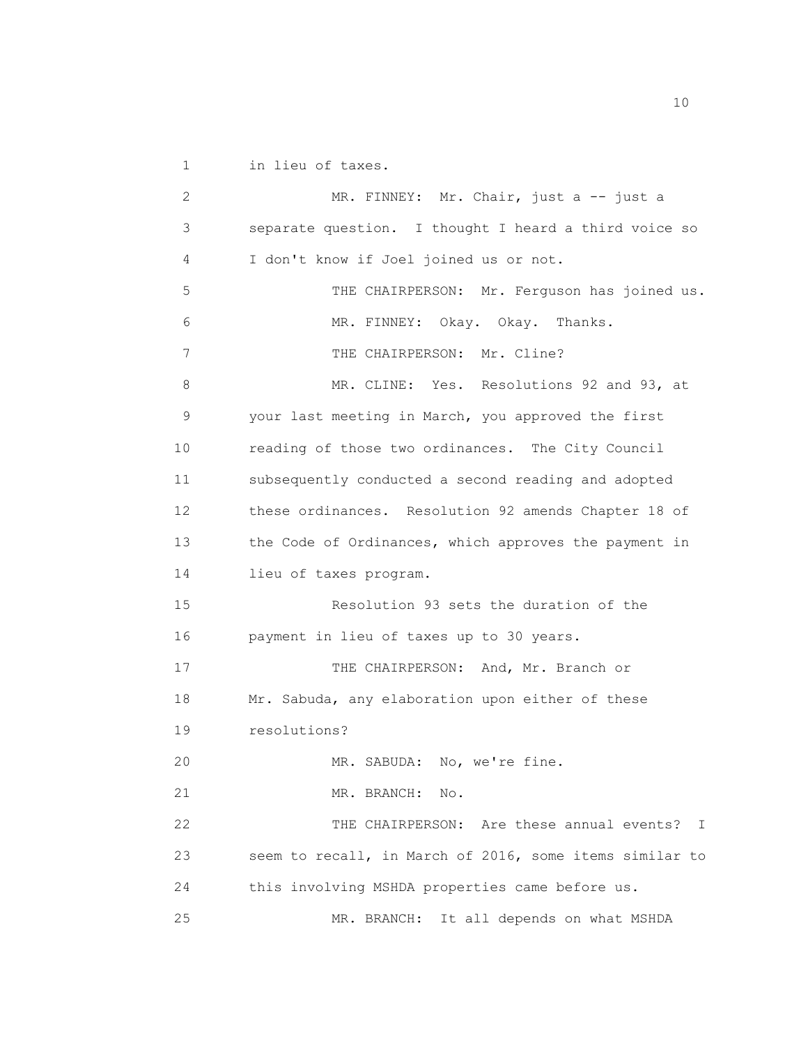in lieu of taxes.

MR. FINNEY: Mr. Chair, just a -- just a separate question. I thought I heard a third voice so I don't know if Joel joined us or not.

THE CHAIRPERSON: Mr. Ferguson has joined us.

MR. FINNEY: Okay. Okay. Thanks.

THE CHAIRPERSON: Mr. Cline?

MR. CLINE: Yes. Resolutions 92 and 93, at your last meeting in March, you approved the first reading of those two ordinances. The City Council subsequently conducted a second reading and adopted these ordinances. Resolution 92 amends Chapter 18 of the Code of Ordinances, which approves the payment in lieu of taxes program.

Resolution 93 sets the duration of the payment in lieu of taxes up to 30 years.

THE CHAIRPERSON: And, Mr. Branch or Mr. Sabuda, any elaboration upon either of these resolutions?

MR. SABUDA: No, we're fine.

MR. BRANCH: No.

THE CHAIRPERSON: Are these annual events? I seem to recall, in March of 2016, some items similar to this involving MSHDA properties came before us.

MR. BRANCH: It all depends on what MSHDA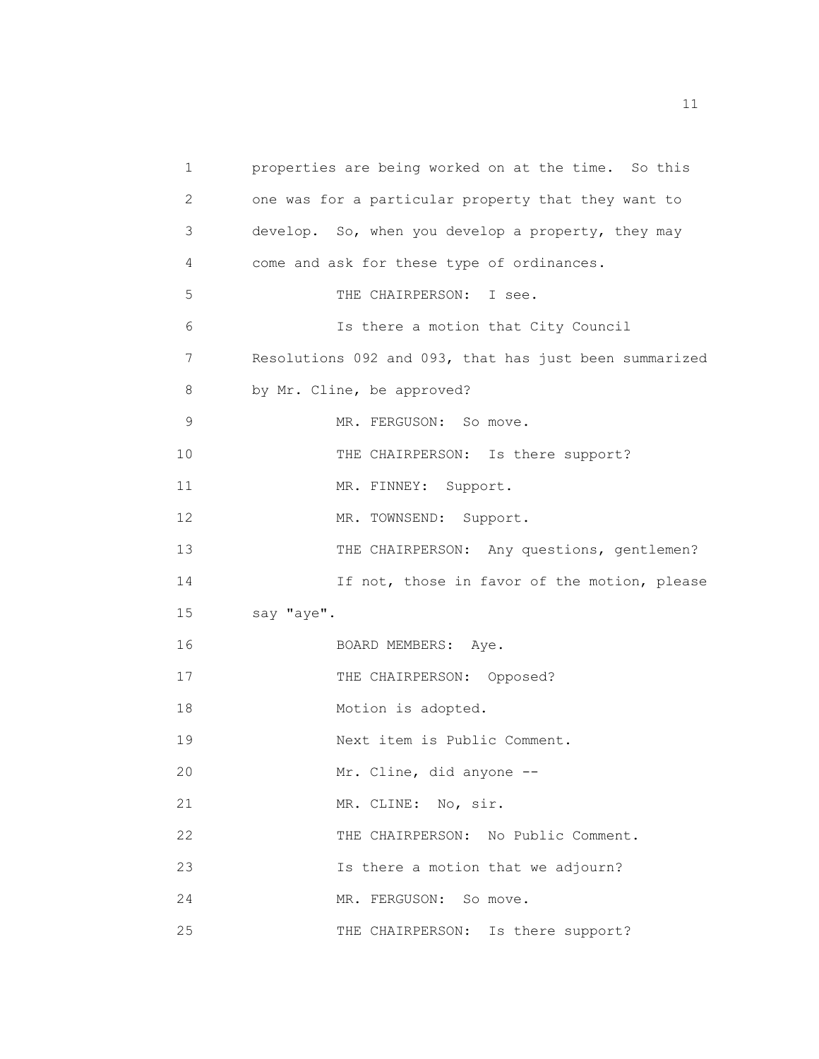properties are being worked on at the time. So this one was for a particular property that they want to develop. So, when you develop a property, they may come and ask for these type of ordinances.

THE CHAIRPERSON: I see.

Is there a motion that City Council Resolutions 092 and 093, that has just been summarized by Mr. Cline, be approved?

MR. FERGUSON: So move.

THE CHAIRPERSON: Is there support?

MR. FINNEY: Support.

MR. TOWNSEND: Support.

THE CHAIRPERSON: Any questions, gentlemen?

If not, those in favor of the motion, please say "aye".

BOARD MEMBERS: Aye.

THE CHAIRPERSON: Opposed?

Motion is adopted.

Next item is Public Comment.

Mr. Cline, did anyone --

MR. CLINE: No, sir.

THE CHAIRPERSON: No Public Comment.

Is there a motion that we adjourn?

MR. FERGUSON: So move.

THE CHAIRPERSON: Is there support?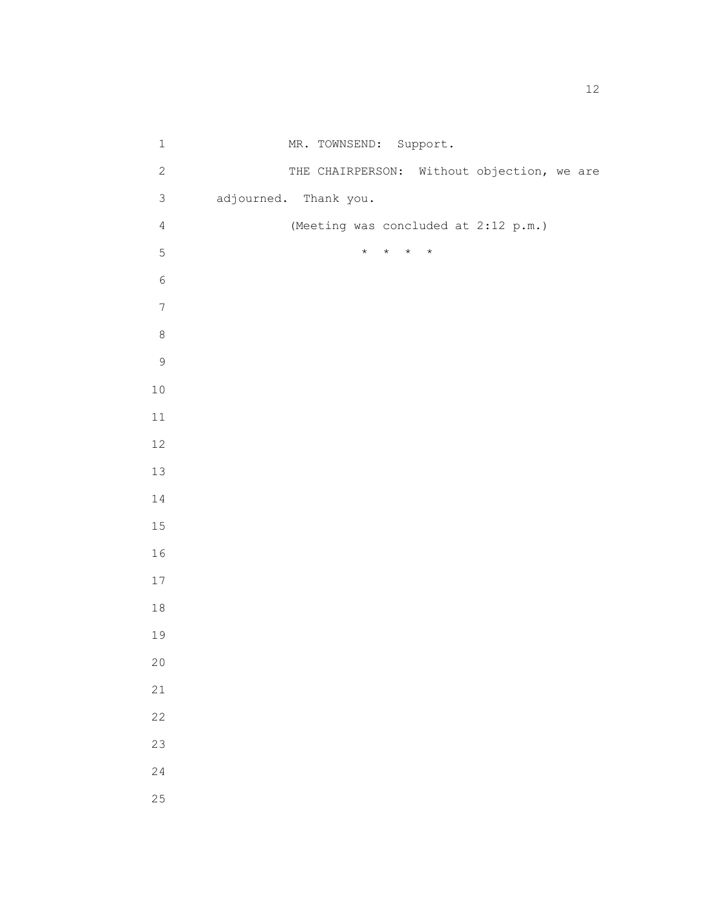MR. TOWNSEND: Support.

THE CHAIRPERSON: Without objection, we are adjourned. Thank you.

(Meeting was concluded at 2:12 p.m.)

\* \* \* \*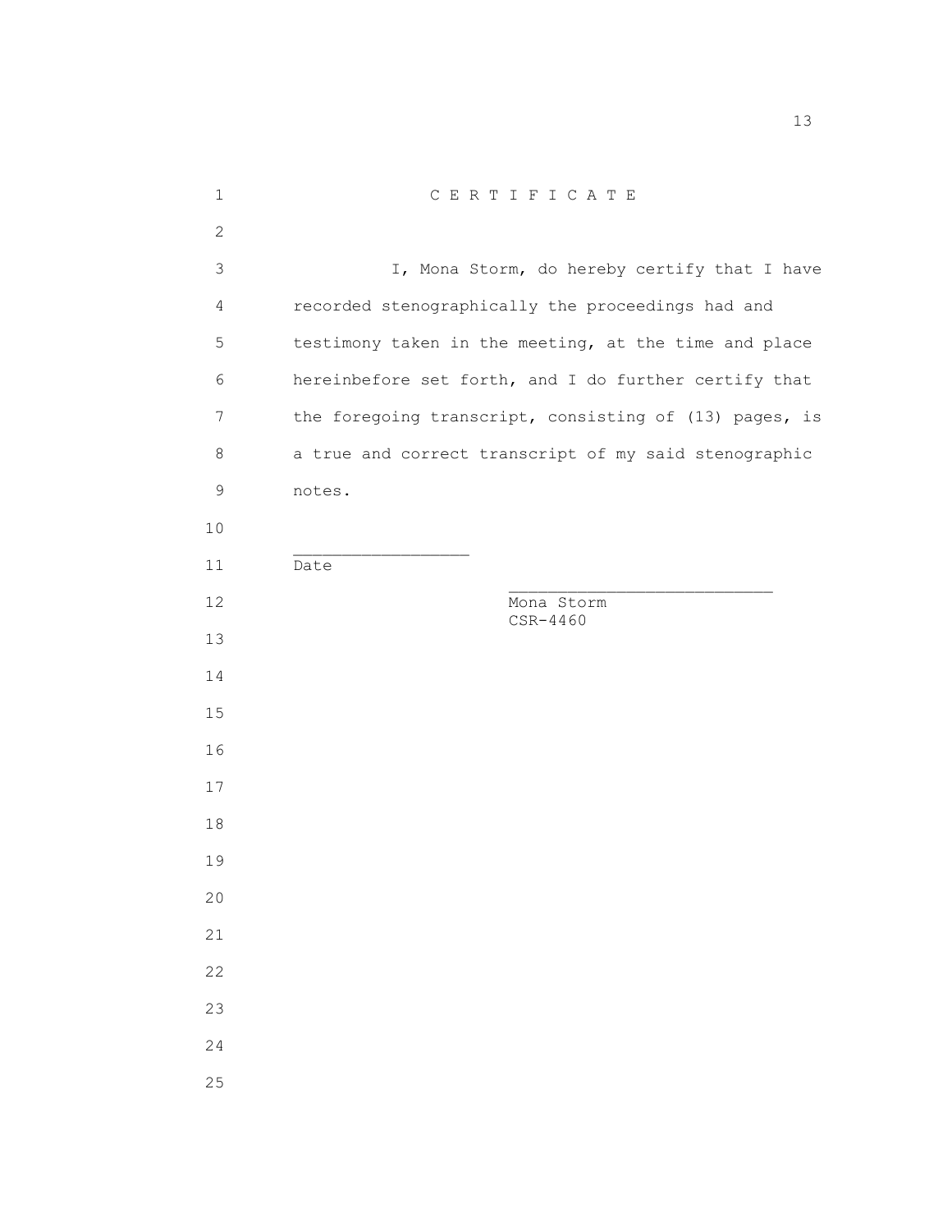# C E R T I F I C A T E

I, Mona Storm, do hereby certify that I have recorded stenographically the proceedings had and testimony taken in the meeting, at the time and place hereinbefore set forth, and I do further certify that the foregoing transcript, consisting of (13) pages, is a true and correct transcript of my said stenographic notes.

\_\_\_\_\_\_\_\_\_\_\_\_\_\_\_\_\_\_
Date

\_\_\_\_\_\_\_\_\_\_\_\_\_\_\_\_\_\_\_\_\_\_\_\_\_\_\_
Mona Storm
CSR-4460